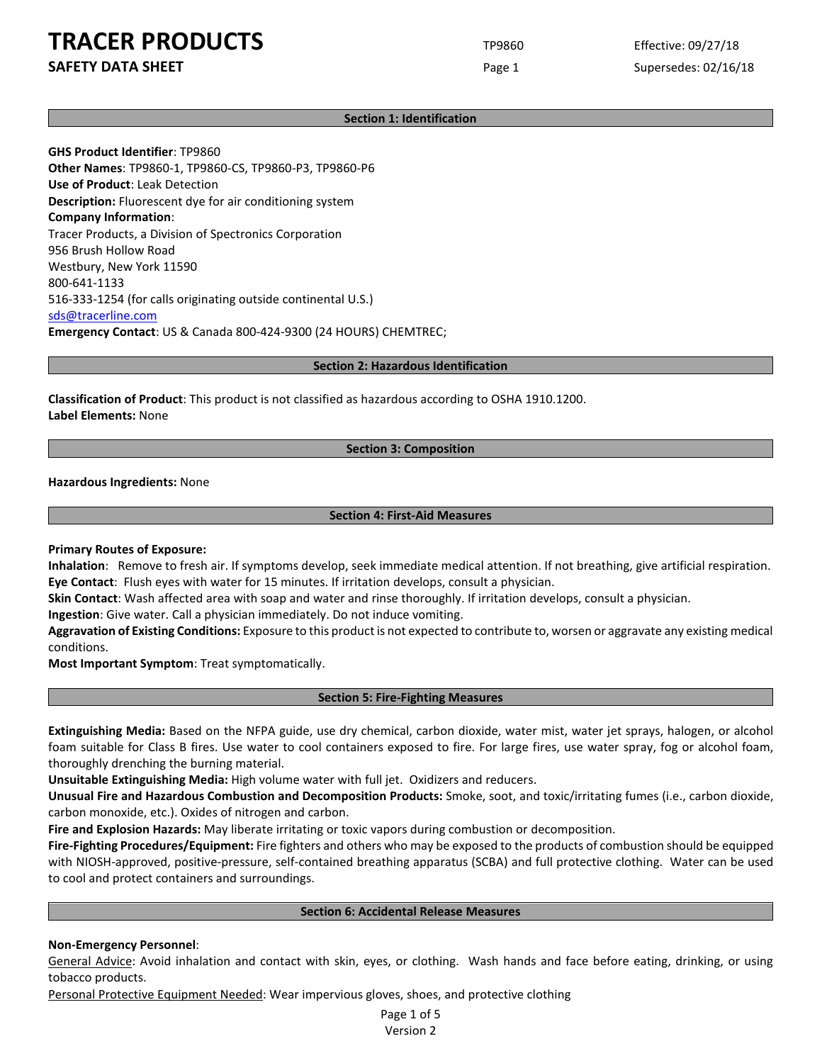# TRACER PRODUCTS

## SAFETY DATA SHEET

TP9860 | Effective: 09/27/18 | Supersedes: 02/16/18

## Section 1: Identification

**GHS Product Identifier**: TP9860
**Other Names**: TP9860-1, TP9860-CS, TP9860-P3, TP9860-P6
**Use of Product**: Leak Detection
**Description:** Fluorescent dye for air conditioning system
**Company Information**:
Tracer Products, a Division of Spectronics Corporation
956 Brush Hollow Road
Westbury, New York 11590
800-641-1133
516-333-1254 (for calls originating outside continental U.S.)
sds@tracerline.com
**Emergency Contact**: US & Canada 800-424-9300 (24 HOURS) CHEMTREC;

## Section 2: Hazardous Identification

**Classification of Product**: This product is not classified as hazardous according to OSHA 1910.1200.
**Label Elements:** None

## Section 3: Composition

**Hazardous Ingredients:** None

## Section 4: First-Aid Measures

**Primary Routes of Exposure:**
**Inhalation**: Remove to fresh air. If symptoms develop, seek immediate medical attention. If not breathing, give artificial respiration.
**Eye Contact**: Flush eyes with water for 15 minutes. If irritation develops, consult a physician.
**Skin Contact**: Wash affected area with soap and water and rinse thoroughly. If irritation develops, consult a physician.
**Ingestion**: Give water. Call a physician immediately. Do not induce vomiting.
**Aggravation of Existing Conditions:** Exposure to this product is not expected to contribute to, worsen or aggravate any existing medical conditions.
**Most Important Symptom**: Treat symptomatically.

## Section 5: Fire-Fighting Measures

**Extinguishing Media:** Based on the NFPA guide, use dry chemical, carbon dioxide, water mist, water jet sprays, halogen, or alcohol foam suitable for Class B fires. Use water to cool containers exposed to fire. For large fires, use water spray, fog or alcohol foam, thoroughly drenching the burning material.
**Unsuitable Extinguishing Media:** High volume water with full jet. Oxidizers and reducers.
**Unusual Fire and Hazardous Combustion and Decomposition Products:** Smoke, soot, and toxic/irritating fumes (i.e., carbon dioxide, carbon monoxide, etc.). Oxides of nitrogen and carbon.
**Fire and Explosion Hazards:** May liberate irritating or toxic vapors during combustion or decomposition.
**Fire-Fighting Procedures/Equipment:** Fire fighters and others who may be exposed to the products of combustion should be equipped with NIOSH-approved, positive-pressure, self-contained breathing apparatus (SCBA) and full protective clothing. Water can be used to cool and protect containers and surroundings.

## Section 6: Accidental Release Measures

**Non-Emergency Personnel**:
General Advice: Avoid inhalation and contact with skin, eyes, or clothing. Wash hands and face before eating, drinking, or using tobacco products.
Personal Protective Equipment Needed: Wear impervious gloves, shoes, and protective clothing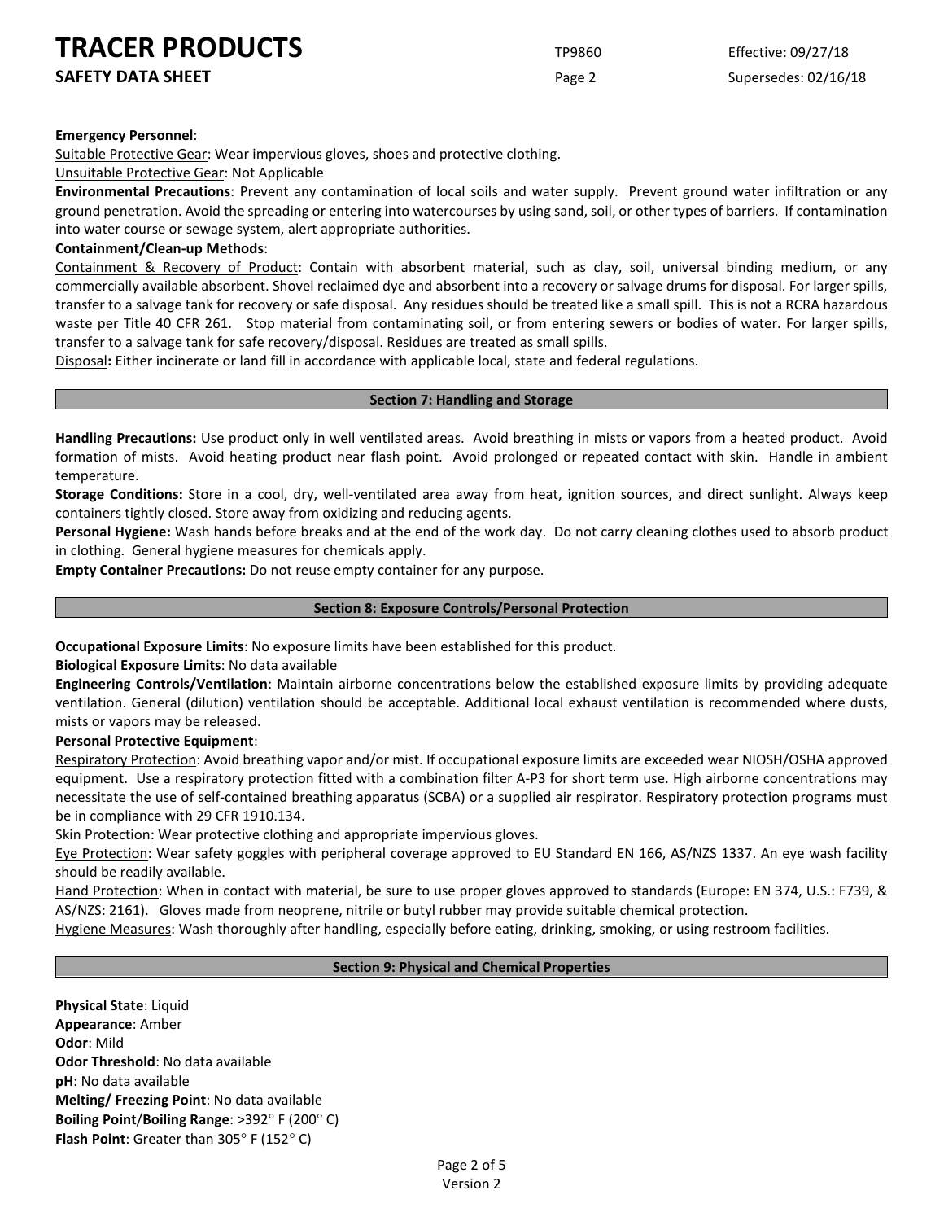**Emergency Personnel**:

Suitable Protective Gear: Wear impervious gloves, shoes and protective clothing.

Unsuitable Protective Gear: Not Applicable

**Environmental Precautions**: Prevent any contamination of local soils and water supply. Prevent ground water infiltration or any ground penetration. Avoid the spreading or entering into watercourses by using sand, soil, or other types of barriers. If contamination into water course or sewage system, alert appropriate authorities.

**Containment/Clean-up Methods**:

Containment & Recovery of Product: Contain with absorbent material, such as clay, soil, universal binding medium, or any commercially available absorbent. Shovel reclaimed dye and absorbent into a recovery or salvage drums for disposal. For larger spills, transfer to a salvage tank for recovery or safe disposal. Any residues should be treated like a small spill. This is not a RCRA hazardous waste per Title 40 CFR 261. Stop material from contaminating soil, or from entering sewers or bodies of water. For larger spills, transfer to a salvage tank for safe recovery/disposal. Residues are treated as small spills.

Disposal**:** Either incinerate or land fill in accordance with applicable local, state and federal regulations.

## Section 7: Handling and Storage

**Handling Precautions:** Use product only in well ventilated areas. Avoid breathing in mists or vapors from a heated product. Avoid formation of mists. Avoid heating product near flash point. Avoid prolonged or repeated contact with skin. Handle in ambient temperature.

**Storage Conditions:** Store in a cool, dry, well-ventilated area away from heat, ignition sources, and direct sunlight. Always keep containers tightly closed. Store away from oxidizing and reducing agents.

**Personal Hygiene:** Wash hands before breaks and at the end of the work day. Do not carry cleaning clothes used to absorb product in clothing. General hygiene measures for chemicals apply.

**Empty Container Precautions:** Do not reuse empty container for any purpose.

## Section 8: Exposure Controls/Personal Protection

**Occupational Exposure Limits**: No exposure limits have been established for this product.

**Biological Exposure Limits**: No data available

**Engineering Controls/Ventilation**: Maintain airborne concentrations below the established exposure limits by providing adequate ventilation. General (dilution) ventilation should be acceptable. Additional local exhaust ventilation is recommended where dusts, mists or vapors may be released.

**Personal Protective Equipment**:

Respiratory Protection: Avoid breathing vapor and/or mist. If occupational exposure limits are exceeded wear NIOSH/OSHA approved equipment. Use a respiratory protection fitted with a combination filter A-P3 for short term use. High airborne concentrations may necessitate the use of self-contained breathing apparatus (SCBA) or a supplied air respirator. Respiratory protection programs must be in compliance with 29 CFR 1910.134.

Skin Protection: Wear protective clothing and appropriate impervious gloves.

Eye Protection: Wear safety goggles with peripheral coverage approved to EU Standard EN 166, AS/NZS 1337. An eye wash facility should be readily available.

Hand Protection: When in contact with material, be sure to use proper gloves approved to standards (Europe: EN 374, U.S.: F739, & AS/NZS: 2161). Gloves made from neoprene, nitrile or butyl rubber may provide suitable chemical protection.

Hygiene Measures: Wash thoroughly after handling, especially before eating, drinking, smoking, or using restroom facilities.

## Section 9: Physical and Chemical Properties

**Physical State**: Liquid

**Appearance**: Amber

**Odor**: Mild

**Odor Threshold**: No data available

**pH**: No data available

**Melting/ Freezing Point**: No data available

**Boiling Point**/**Boiling Range**: >392° F (200° C)

**Flash Point**: Greater than 305° F (152° C)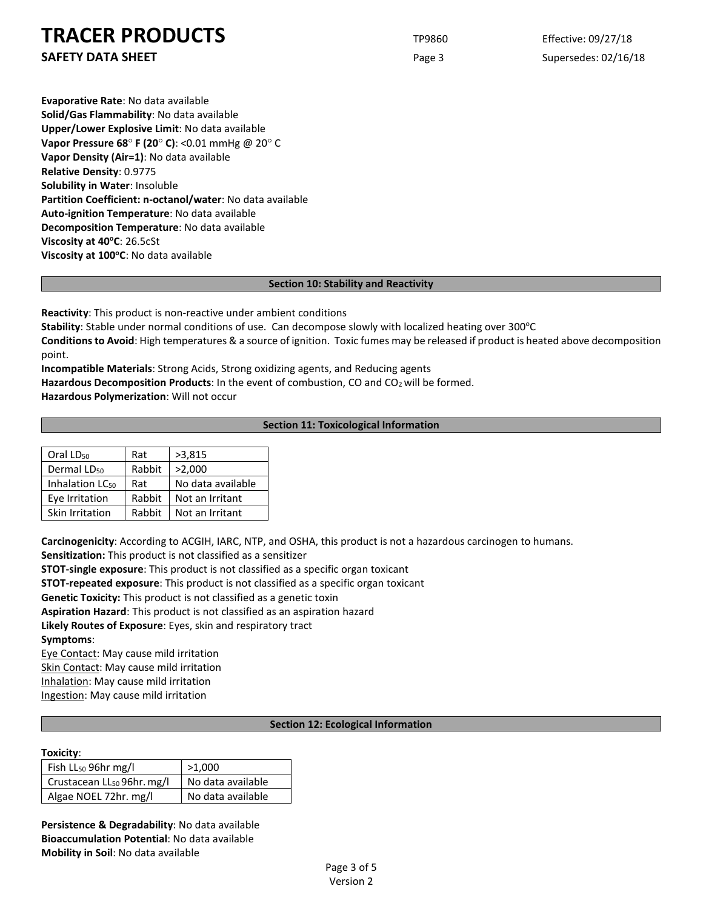**Evaporative Rate**: No data available
**Solid/Gas Flammability**: No data available
**Upper/Lower Explosive Limit**: No data available
**Vapor Pressure 68° F (20° C)**: <0.01 mmHg @ 20° C
**Vapor Density (Air=1)**: No data available
**Relative Density**: 0.9775
**Solubility in Water**: Insoluble
**Partition Coefficient: n-octanol/water**: No data available
**Auto-ignition Temperature**: No data available
**Decomposition Temperature**: No data available
**Viscosity at 40°C**: 26.5cSt
**Viscosity at 100°C**: No data available

## Section 10: Stability and Reactivity

**Reactivity**: This product is non-reactive under ambient conditions
**Stability**: Stable under normal conditions of use. Can decompose slowly with localized heating over 300°C
**Conditions to Avoid**: High temperatures & a source of ignition. Toxic fumes may be released if product is heated above decomposition point.
**Incompatible Materials**: Strong Acids, Strong oxidizing agents, and Reducing agents
**Hazardous Decomposition Products**: In the event of combustion, CO and $CO_2$ will be formed.
**Hazardous Polymerization**: Will not occur

## Section 11: Toxicological Information

| | | |
|---|---|---|
| Oral $LD_{50}$ | Rat | >3,815 |
| Dermal $LD_{50}$ | Rabbit | >2,000 |
| Inhalation $LC_{50}$ | Rat | No data available |
| Eye Irritation | Rabbit | Not an Irritant |
| Skin Irritation | Rabbit | Not an Irritant |

**Carcinogenicity**: According to ACGIH, IARC, NTP, and OSHA, this product is not a hazardous carcinogen to humans.
**Sensitization:** This product is not classified as a sensitizer
**STOT-single exposure**: This product is not classified as a specific organ toxicant
**STOT-repeated exposure**: This product is not classified as a specific organ toxicant
**Genetic Toxicity:** This product is not classified as a genetic toxin
**Aspiration Hazard**: This product is not classified as an aspiration hazard
**Likely Routes of Exposure**: Eyes, skin and respiratory tract
**Symptoms**:
Eye Contact: May cause mild irritation
Skin Contact: May cause mild irritation
Inhalation: May cause mild irritation
Ingestion: May cause mild irritation

## Section 12: Ecological Information

**Toxicity**:

| | |
|---|---|
| Fish $LL_{50}$ 96hr mg/l | >1,000 |
| Crustacean $LL_{50}$ 96hr. mg/l | No data available |
| Algae NOEL 72hr. mg/l | No data available |

**Persistence & Degradability**: No data available
**Bioaccumulation Potential**: No data available
**Mobility in Soil**: No data available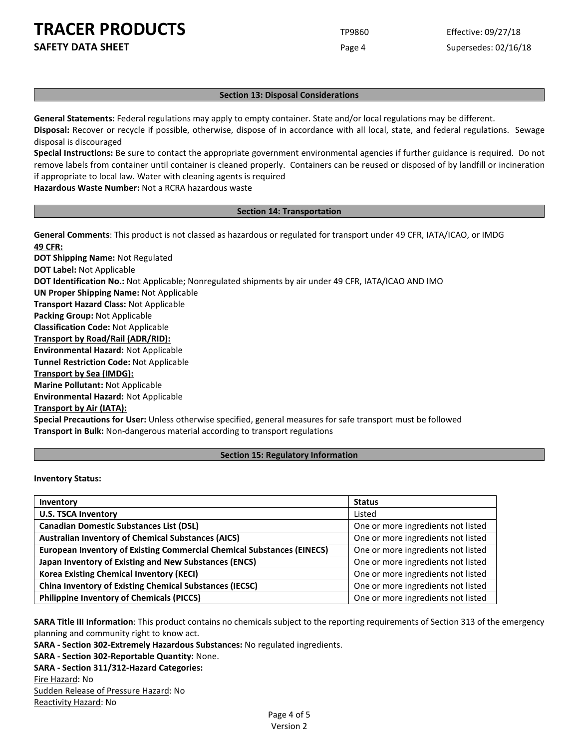## Section 13: Disposal Considerations

**General Statements:** Federal regulations may apply to empty container. State and/or local regulations may be different.
**Disposal:** Recover or recycle if possible, otherwise, dispose of in accordance with all local, state, and federal regulations. Sewage disposal is discouraged
**Special Instructions:** Be sure to contact the appropriate government environmental agencies if further guidance is required. Do not remove labels from container until container is cleaned properly. Containers can be reused or disposed of by landfill or incineration if appropriate to local law. Water with cleaning agents is required
**Hazardous Waste Number:** Not a RCRA hazardous waste

## Section 14: Transportation

**General Comments**: This product is not classed as hazardous or regulated for transport under 49 CFR, IATA/ICAO, or IMDG
**49 CFR:**
**DOT Shipping Name:** Not Regulated
**DOT Label:** Not Applicable
**DOT Identification No.:** Not Applicable; Nonregulated shipments by air under 49 CFR, IATA/ICAO AND IMO
**UN Proper Shipping Name:** Not Applicable
**Transport Hazard Class:** Not Applicable
**Packing Group:** Not Applicable
**Classification Code:** Not Applicable
**Transport by Road/Rail (ADR/RID):**
**Environmental Hazard:** Not Applicable
**Tunnel Restriction Code:** Not Applicable
**Transport by Sea (IMDG):**
**Marine Pollutant:** Not Applicable
**Environmental Hazard:** Not Applicable
**Transport by Air (IATA):**
**Special Precautions for User:** Unless otherwise specified, general measures for safe transport must be followed
**Transport in Bulk:** Non-dangerous material according to transport regulations

## Section 15: Regulatory Information

**Inventory Status:**

| Inventory | Status |
|---|---|
| **U.S. TSCA Inventory** | Listed |
| **Canadian Domestic Substances List (DSL)** | One or more ingredients not listed |
| **Australian Inventory of Chemical Substances (AICS)** | One or more ingredients not listed |
| **European Inventory of Existing Commercial Chemical Substances (EINECS)** | One or more ingredients not listed |
| **Japan Inventory of Existing and New Substances (ENCS)** | One or more ingredients not listed |
| **Korea Existing Chemical Inventory (KECI)** | One or more ingredients not listed |
| **China Inventory of Existing Chemical Substances (IECSC)** | One or more ingredients not listed |
| **Philippine Inventory of Chemicals (PICCS)** | One or more ingredients not listed |

**SARA Title III Information**: This product contains no chemicals subject to the reporting requirements of Section 313 of the emergency planning and community right to know act.
**SARA - Section 302-Extremely Hazardous Substances:** No regulated ingredients.
**SARA - Section 302-Reportable Quantity:** None.
**SARA - Section 311/312-Hazard Categories:**
Fire Hazard: No
Sudden Release of Pressure Hazard: No
Reactivity Hazard: No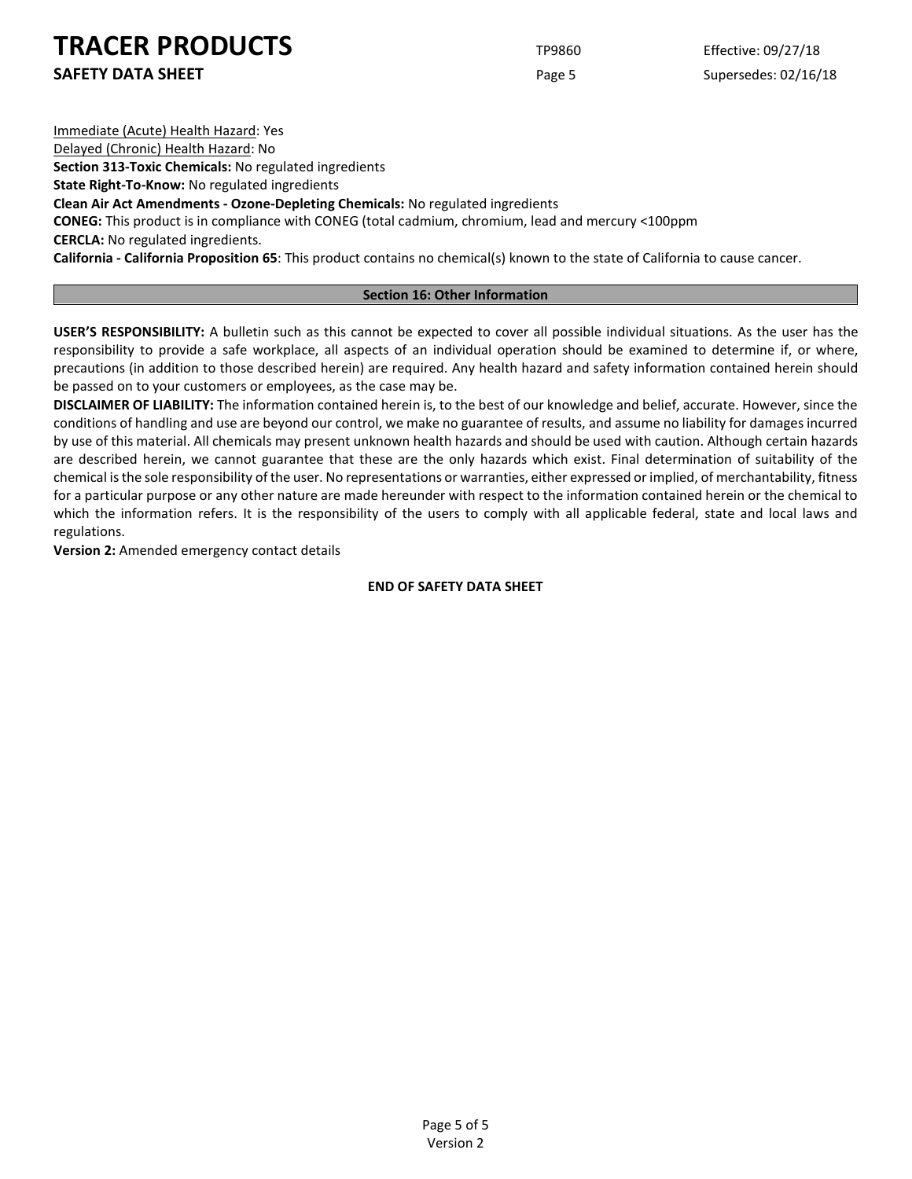Immediate (Acute) Health Hazard: Yes

Delayed (Chronic) Health Hazard: No

**Section 313-Toxic Chemicals:** No regulated ingredients

**State Right-To-Know:** No regulated ingredients

**Clean Air Act Amendments - Ozone-Depleting Chemicals:** No regulated ingredients

**CONEG:** This product is in compliance with CONEG (total cadmium, chromium, lead and mercury <100ppm

**CERCLA:** No regulated ingredients.

**California - California Proposition 65**: This product contains no chemical(s) known to the state of California to cause cancer.

## Section 16: Other Information

**USER'S RESPONSIBILITY:** A bulletin such as this cannot be expected to cover all possible individual situations. As the user has the responsibility to provide a safe workplace, all aspects of an individual operation should be examined to determine if, or where, precautions (in addition to those described herein) are required. Any health hazard and safety information contained herein should be passed on to your customers or employees, as the case may be.

**DISCLAIMER OF LIABILITY:** The information contained herein is, to the best of our knowledge and belief, accurate. However, since the conditions of handling and use are beyond our control, we make no guarantee of results, and assume no liability for damages incurred by use of this material. All chemicals may present unknown health hazards and should be used with caution. Although certain hazards are described herein, we cannot guarantee that these are the only hazards which exist. Final determination of suitability of the chemical is the sole responsibility of the user. No representations or warranties, either expressed or implied, of merchantability, fitness for a particular purpose or any other nature are made hereunder with respect to the information contained herein or the chemical to which the information refers. It is the responsibility of the users to comply with all applicable federal, state and local laws and regulations.

**Version 2:** Amended emergency contact details

**END OF SAFETY DATA SHEET**